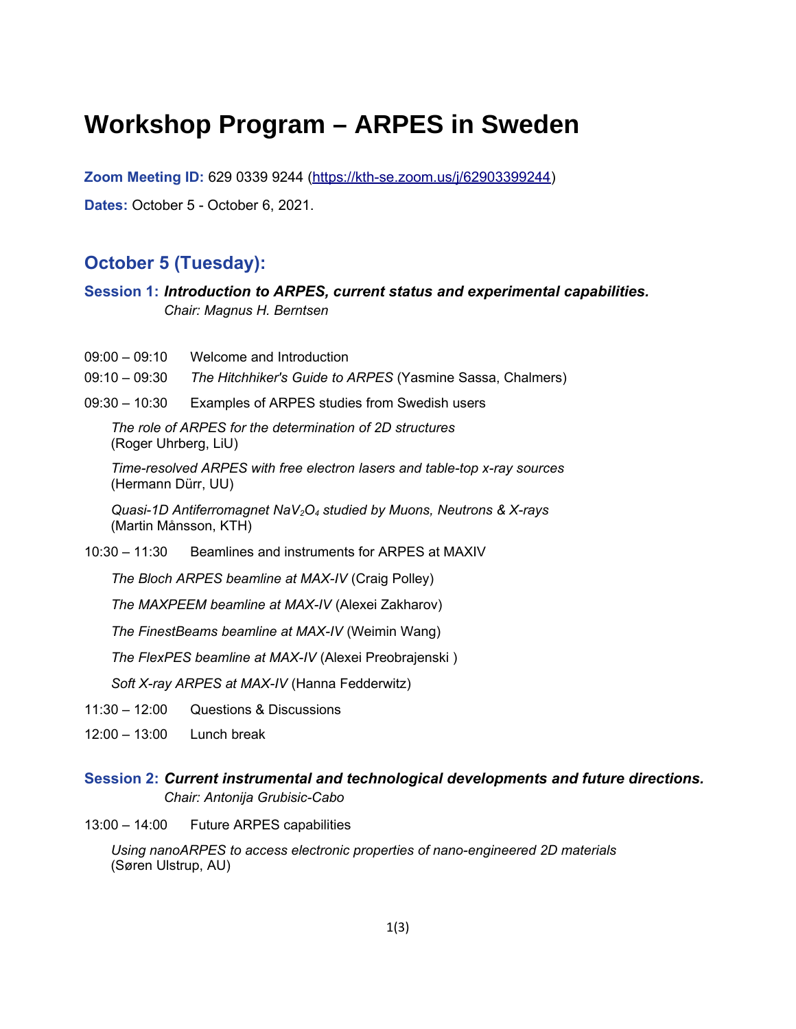# Workshop Program – ARPES in Sweden

**Zoom Meeting ID:** 629 0339 9244 (https://kth-se.zoom.us/j/62903399244)

**Dates:** October 5 - October 6, 2021.

## October 5 (Tuesday):

### Session 1: *Introduction to ARPES, current status and experimental capabilities.*
*Chair: Magnus H. Berntsen*

09:00 – 09:10 Welcome and Introduction

09:10 – 09:30 *The Hitchhiker's Guide to ARPES* (Yasmine Sassa, Chalmers)

09:30 – 10:30 Examples of ARPES studies from Swedish users

*The role of ARPES for the determination of 2D structures*
(Roger Uhrberg, LiU)

*Time-resolved ARPES with free electron lasers and table-top x-ray sources*
(Hermann Dürr, UU)

*Quasi-1D Antiferromagnet $NaV_2O_4$ studied by Muons, Neutrons & X-rays*
(Martin Månsson, KTH)

10:30 – 11:30 Beamlines and instruments for ARPES at MAXIV

*The Bloch ARPES beamline at MAX-IV* (Craig Polley)

*The MAXPEEM beamline at MAX-IV* (Alexei Zakharov)

*The FinestBeams beamline at MAX-IV* (Weimin Wang)

*The FlexPES beamline at MAX-IV* (Alexei Preobrajenski )

*Soft X-ray ARPES at MAX-IV* (Hanna Fedderwitz)

11:30 – 12:00 Questions & Discussions

12:00 – 13:00 Lunch break

### Session 2: *Current instrumental and technological developments and future directions.*
*Chair: Antonija Grubisic-Cabo*

13:00 – 14:00 Future ARPES capabilities

*Using nanoARPES to access electronic properties of nano-engineered 2D materials*
(Søren Ulstrup, AU)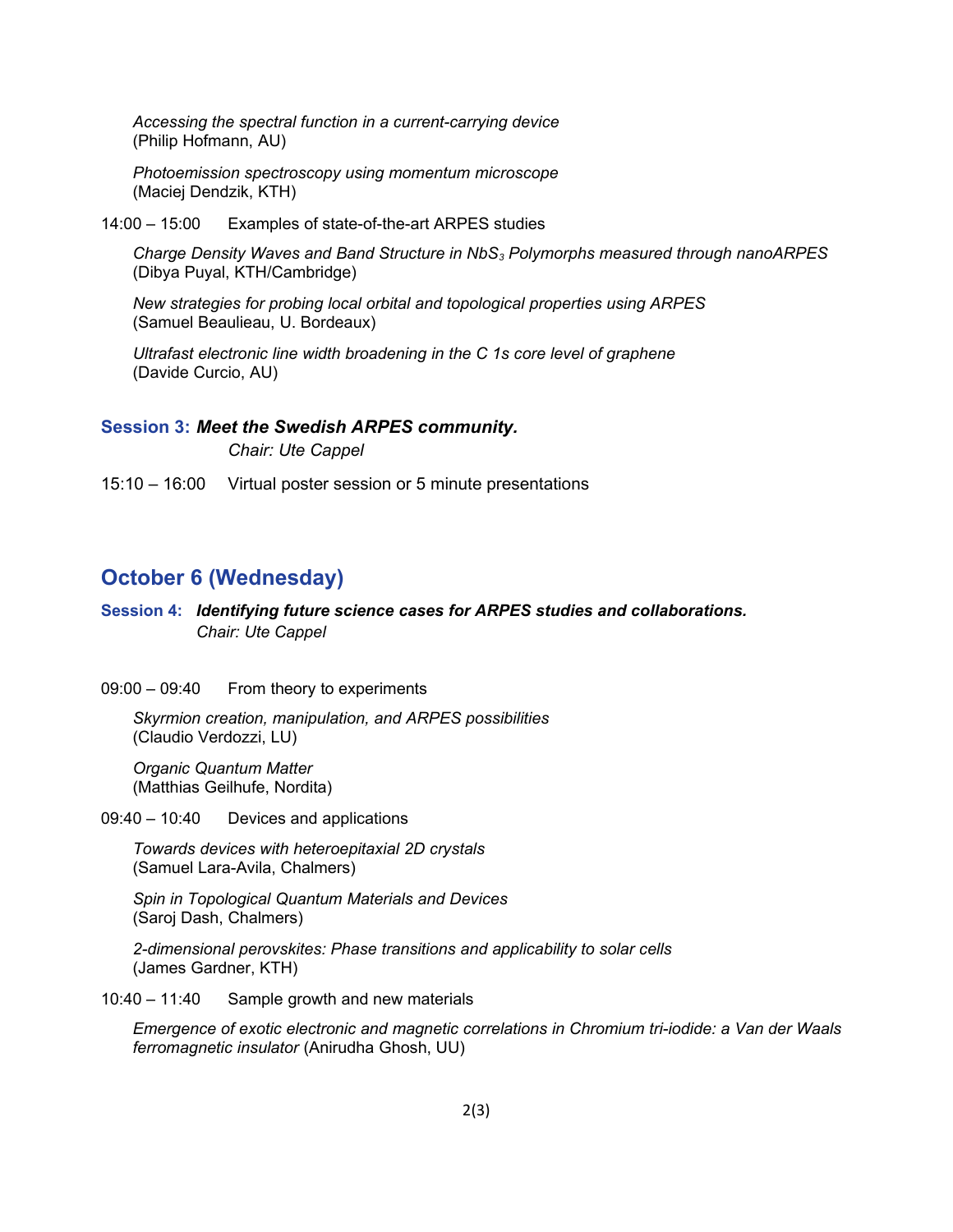*Accessing the spectral function in a current-carrying device*
(Philip Hofmann, AU)

*Photoemission spectroscopy using momentum microscope*
(Maciej Dendzik, KTH)

14:00 – 15:00 Examples of state-of-the-art ARPES studies

*Charge Density Waves and Band Structure in $NbS_3$ Polymorphs measured through nanoARPES*
(Dibya Puyal, KTH/Cambridge)

*New strategies for probing local orbital and topological properties using ARPES*
(Samuel Beaulieau, U. Bordeaux)

*Ultrafast electronic line width broadening in the C 1s core level of graphene*
(Davide Curcio, AU)

### Session 3: ***Meet the Swedish ARPES community.***

*Chair: Ute Cappel*

15:10 – 16:00 Virtual poster session or 5 minute presentations

## October 6 (Wednesday)

### Session 4: ***Identifying future science cases for ARPES studies and collaborations.***

*Chair: Ute Cappel*

09:00 – 09:40 From theory to experiments

*Skyrmion creation, manipulation, and ARPES possibilities*
(Claudio Verdozzi, LU)

*Organic Quantum Matter*
(Matthias Geilhufe, Nordita)

09:40 – 10:40 Devices and applications

*Towards devices with heteroepitaxial 2D crystals*
(Samuel Lara-Avila, Chalmers)

*Spin in Topological Quantum Materials and Devices*
(Saroj Dash, Chalmers)

*2-dimensional perovskites: Phase transitions and applicability to solar cells*
(James Gardner, KTH)

10:40 – 11:40 Sample growth and new materials

*Emergence of exotic electronic and magnetic correlations in Chromium tri-iodide: a Van der Waals ferromagnetic insulator* (Anirudha Ghosh, UU)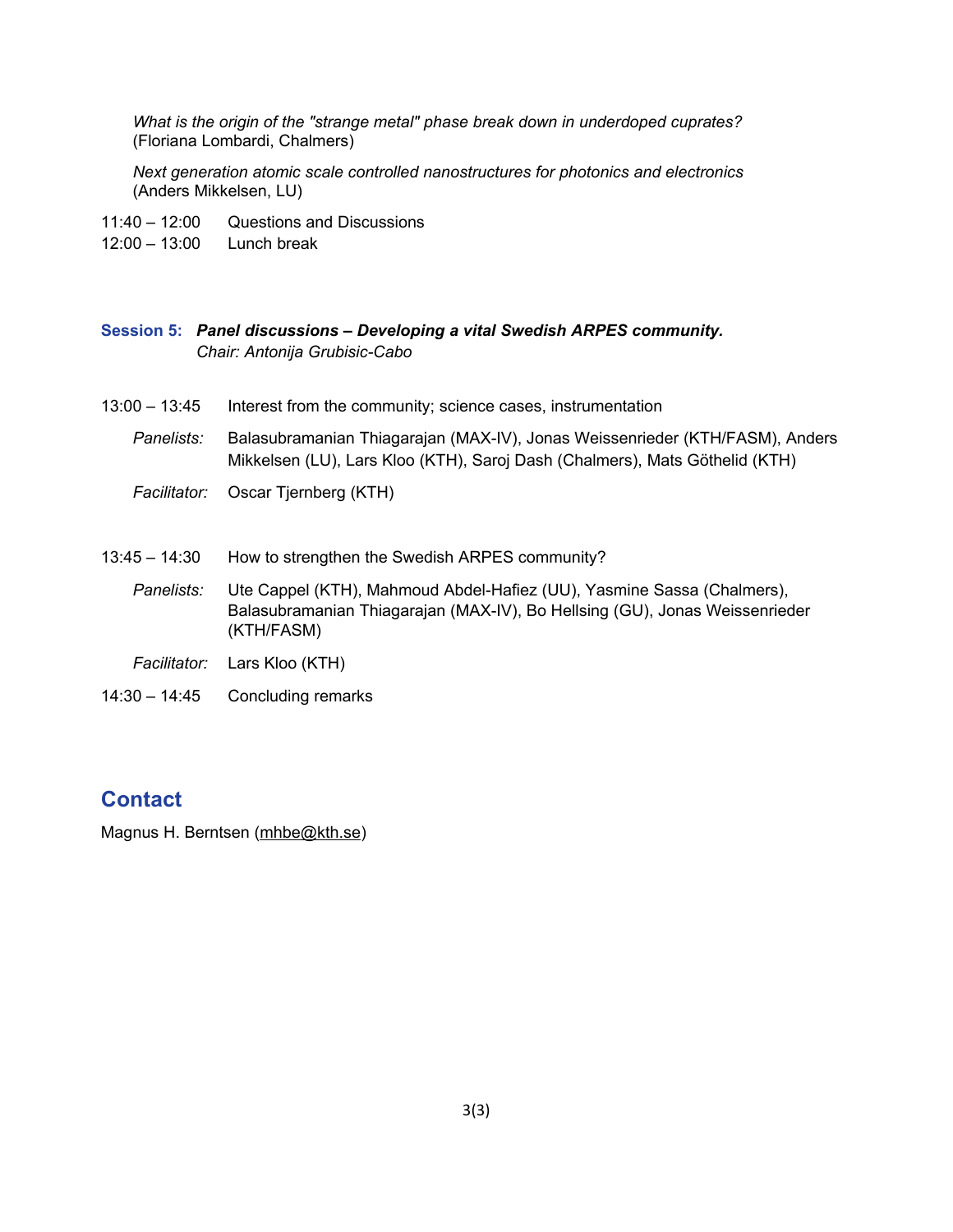*What is the origin of the "strange metal" phase break down in underdoped cuprates?*
(Floriana Lombardi, Chalmers)

*Next generation atomic scale controlled nanostructures for photonics and electronics*
(Anders Mikkelsen, LU)

11:40 – 12:00 Questions and Discussions

12:00 – 13:00 Lunch break

**Session 5: *Panel discussions – Developing a vital Swedish ARPES community.***
*Chair: Antonija Grubisic-Cabo*

13:00 – 13:45 Interest from the community; science cases, instrumentation

*Panelists:* Balasubramanian Thiagarajan (MAX-IV), Jonas Weissenrieder (KTH/FASM), Anders Mikkelsen (LU), Lars Kloo (KTH), Saroj Dash (Chalmers), Mats Göthelid (KTH)

*Facilitator:* Oscar Tjernberg (KTH)

13:45 – 14:30 How to strengthen the Swedish ARPES community?

*Panelists:* Ute Cappel (KTH), Mahmoud Abdel-Hafiez (UU), Yasmine Sassa (Chalmers), Balasubramanian Thiagarajan (MAX-IV), Bo Hellsing (GU), Jonas Weissenrieder (KTH/FASM)

*Facilitator:* Lars Kloo (KTH)

14:30 – 14:45 Concluding remarks

## Contact

Magnus H. Berntsen (mhbe@kth.se)